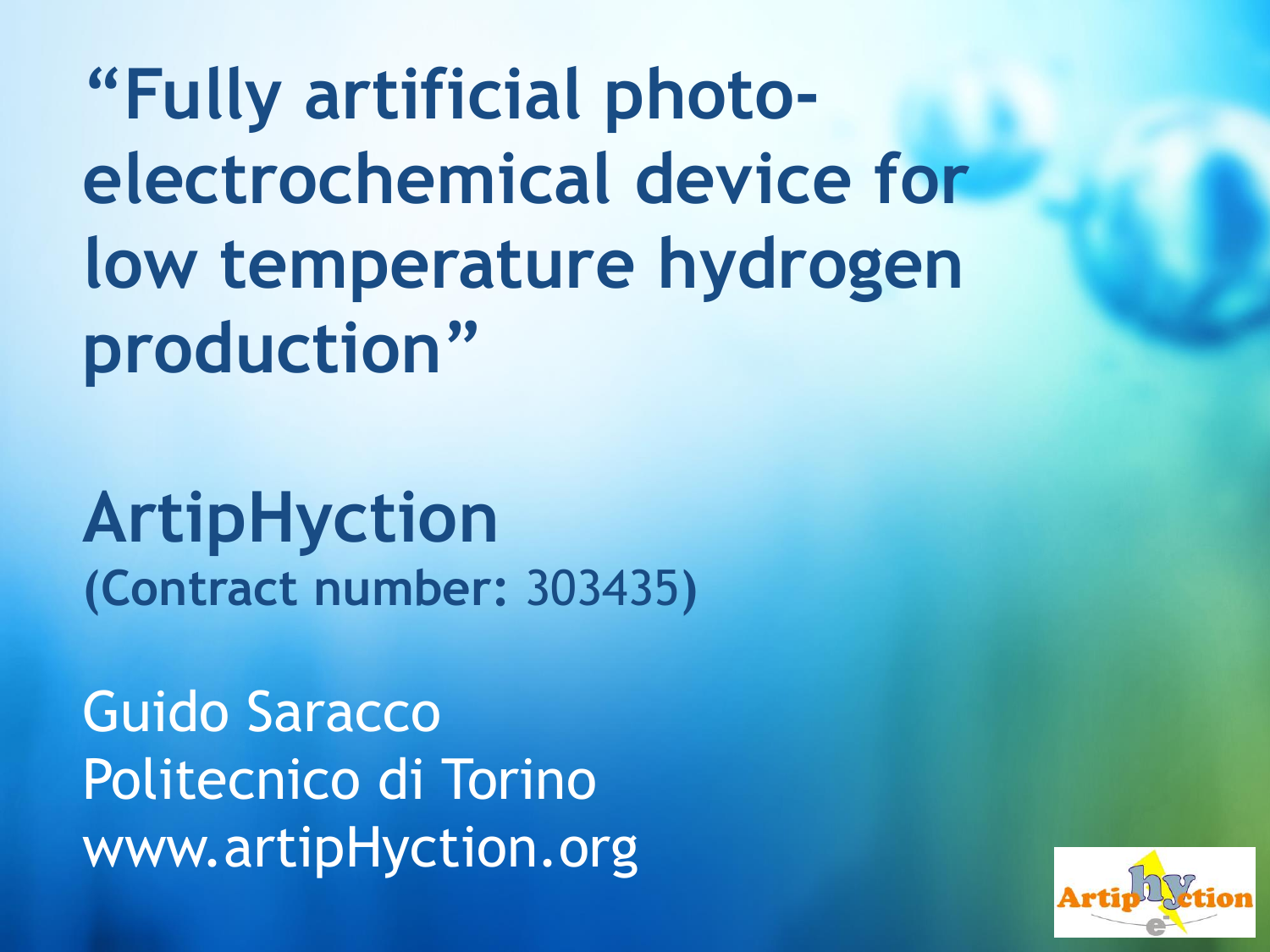# "Fully artificial photo-electrochemical device for low temperature hydrogen production"

## ArtipHyction

**(Contract number: 303435)**

Guido Saracco
Politecnico di Torino
www.artipHyction.org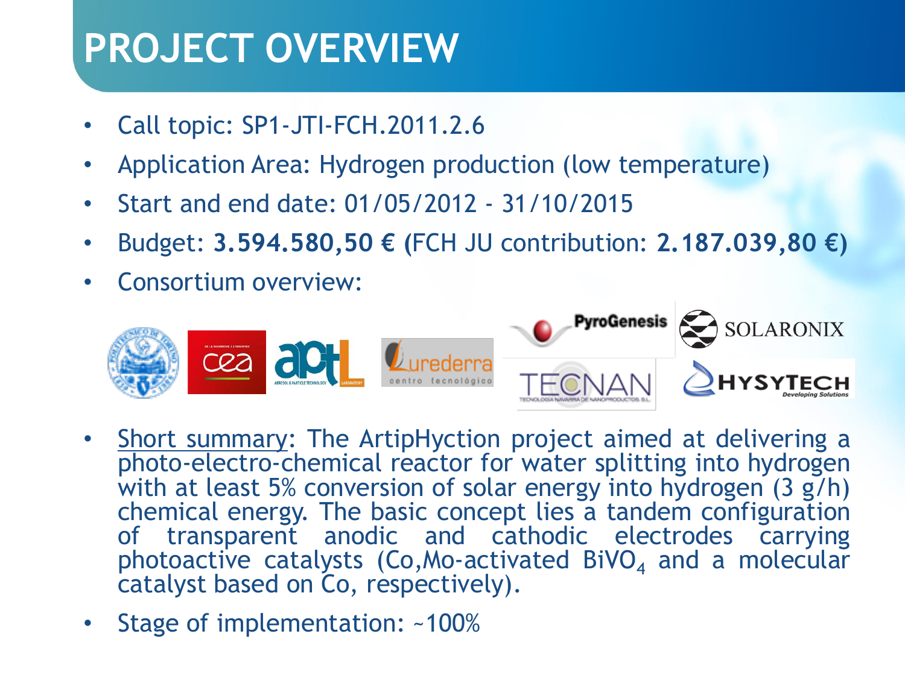# PROJECT OVERVIEW

- Call topic: SP1-JTI-FCH.2011.2.6
- Application Area: Hydrogen production (low temperature)
- Start and end date: 01/05/2012 - 31/10/2015
- Budget: **3.594.580,50 €** (FCH JU contribution: **2.187.039,80 €**)
- Consortium overview:

- Short summary: The ArtipHyction project aimed at delivering a photo-electro-chemical reactor for water splitting into hydrogen with at least 5% conversion of solar energy into hydrogen (3 g/h) chemical energy. The basic concept lies a tandem configuration of transparent anodic and cathodic electrodes carrying photoactive catalysts (Co,Mo-activated $BiVO_4$ and a molecular catalyst based on Co, respectively).
- Stage of implementation: ~100%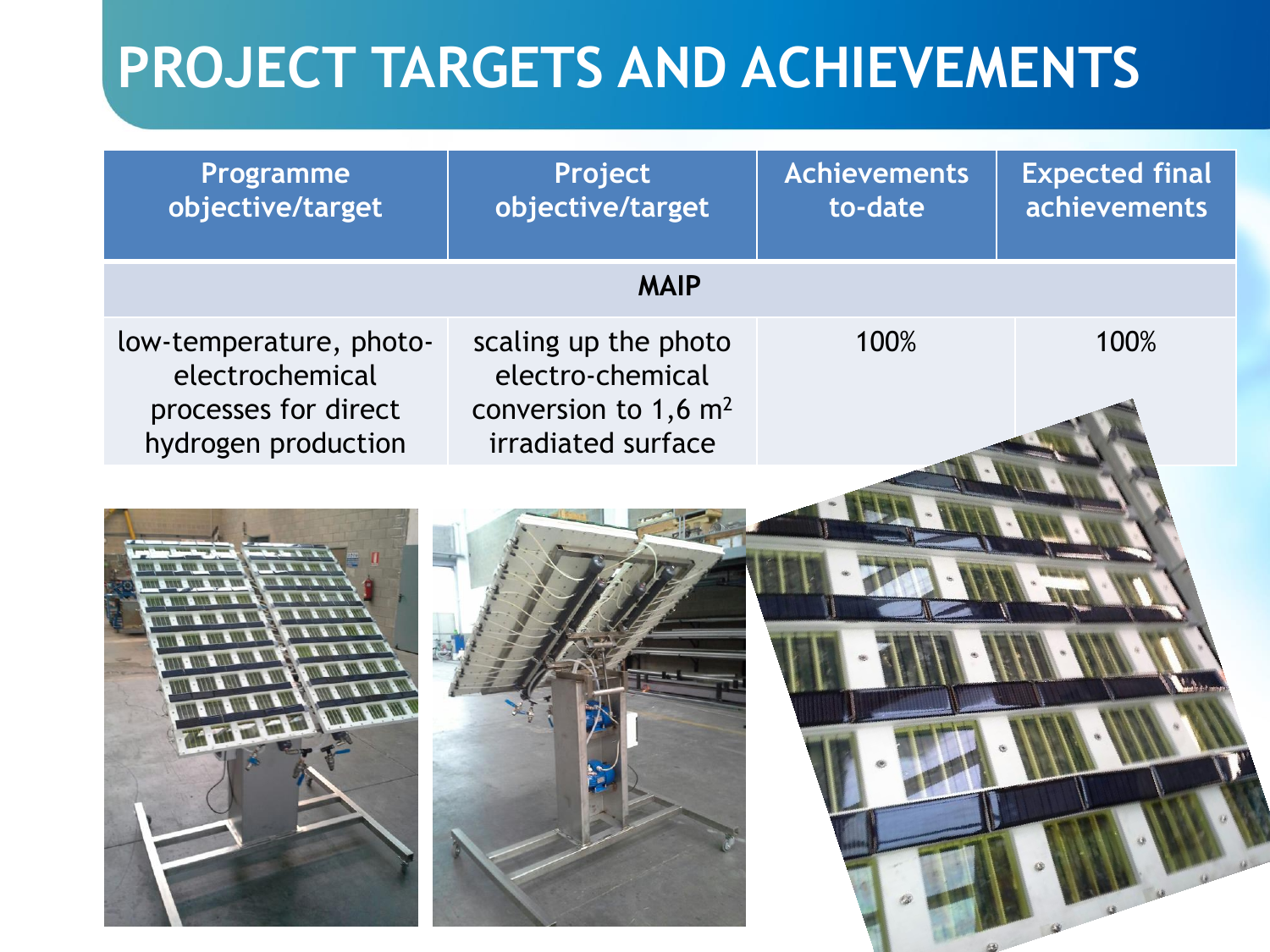# PROJECT TARGETS AND ACHIEVEMENTS

| Programme objective/target | Project objective/target | Achievements to-date | Expected final achievements |
|---|---|---|---|
| **MAIP** | | | |
| low-temperature, photo-electrochemical processes for direct hydrogen production | scaling up the photo electro-chemical conversion to 1,6 $m^2$ irradiated surface | 100% | 100% |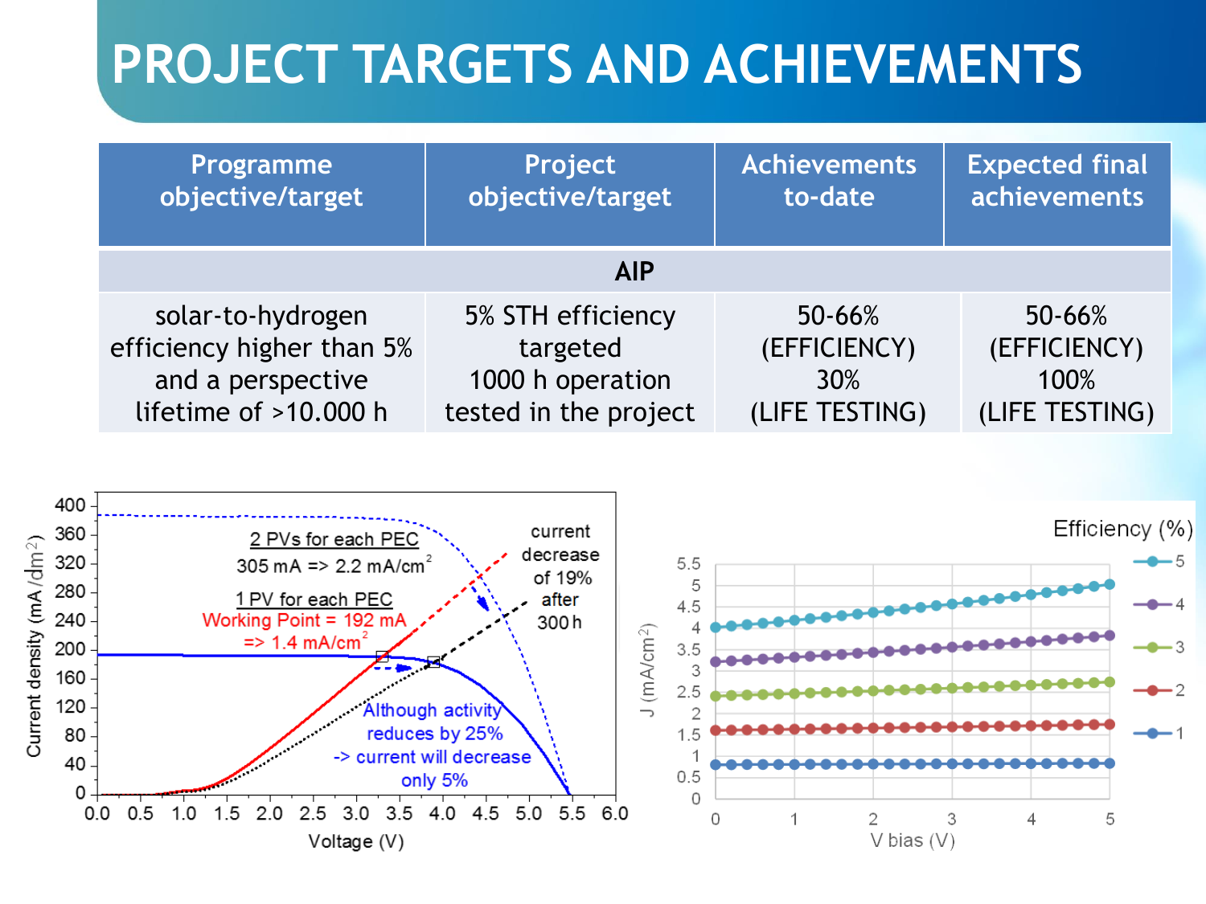# PROJECT TARGETS AND ACHIEVEMENTS

| Programme objective/target | Project objective/target | Achievements to-date | Expected final achievements |
|---|---|---|---|
| **AIP** | | | |
| solar-to-hydrogen efficiency higher than 5% and a perspective lifetime of >10.000 h | 5% STH efficiency targeted 1000 h operation tested in the project | 50-66% (EFFICIENCY) 30% (LIFE TESTING) | 50-66% (EFFICIENCY) 100% (LIFE TESTING) |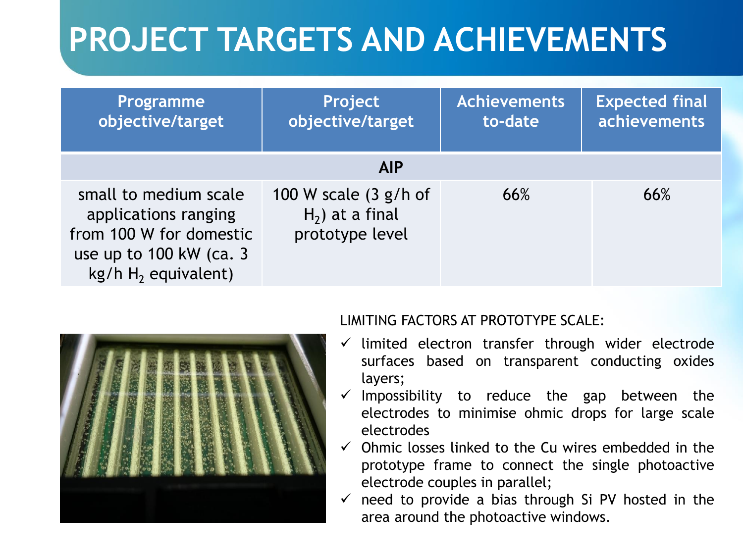# PROJECT TARGETS AND ACHIEVEMENTS

| Programme objective/target | Project objective/target | Achievements to-date | Expected final achievements |
|---|---|---|---|
| **AIP** | | | |
| small to medium scale applications ranging from 100 W for domestic use up to 100 kW (ca. 3 kg/h $H_2$ equivalent) | 100 W scale (3 g/h of $H_2$) at a final prototype level | 66% | 66% |

LIMITING FACTORS AT PROTOTYPE SCALE:

- ✓ limited electron transfer through wider electrode surfaces based on transparent conducting oxides layers;
- ✓ Impossibility to reduce the gap between the electrodes to minimise ohmic drops for large scale electrodes
- ✓ Ohmic losses linked to the Cu wires embedded in the prototype frame to connect the single photoactive electrode couples in parallel;
- ✓ need to provide a bias through Si PV hosted in the area around the photoactive windows.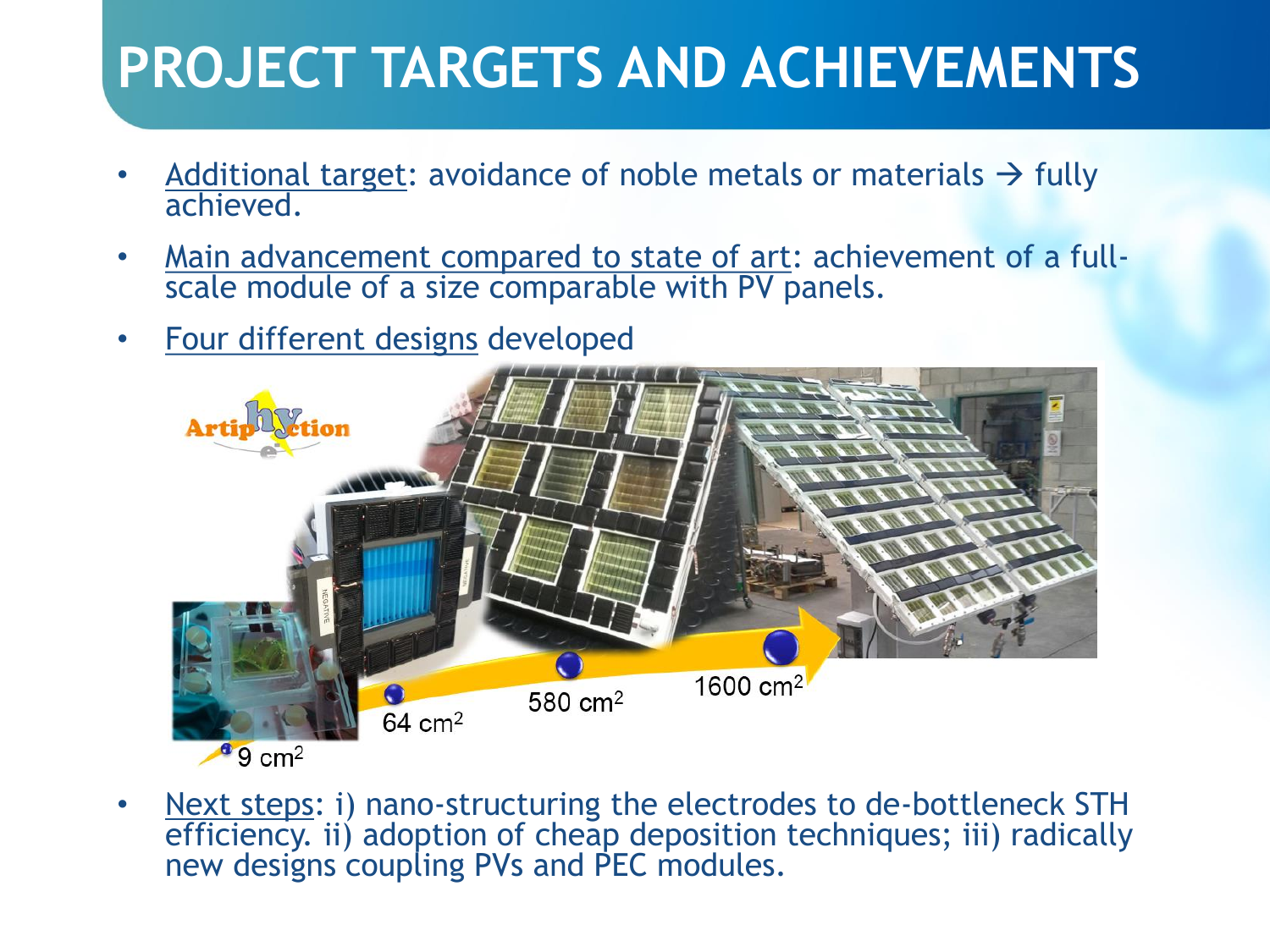# PROJECT TARGETS AND ACHIEVEMENTS

- Additional target: avoidance of noble metals or materials → fully achieved.
- Main advancement compared to state of art: achievement of a full-scale module of a size comparable with PV panels.
- Four different designs developed

ArtipHyction

9 $cm^2$ → 64 $cm^2$ → 580 $cm^2$ → 1600 $cm^2$

- Next steps: i) nano-structuring the electrodes to de-bottleneck STH efficiency. ii) adoption of cheap deposition techniques; iii) radically new designs coupling PVs and PEC modules.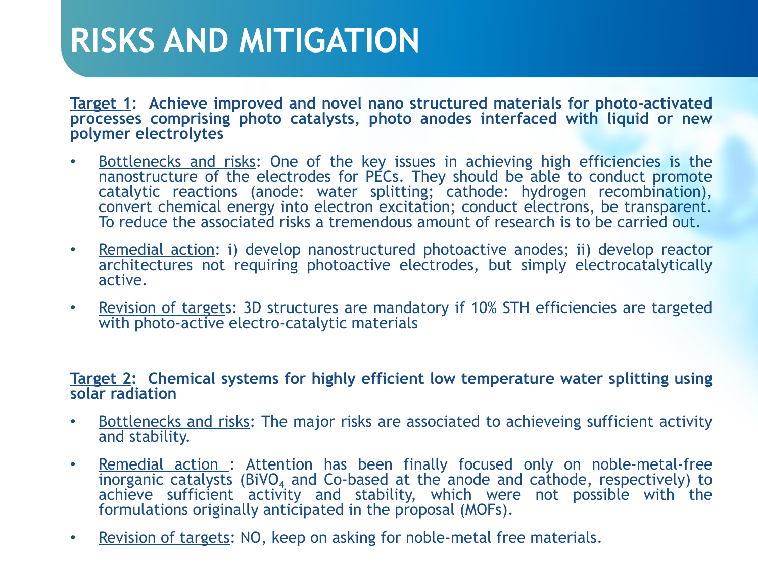# RISKS AND MITIGATION

<u>Target 1</u>: **Achieve improved and novel nano structured materials for photo-activated processes comprising photo catalysts, photo anodes interfaced with liquid or new polymer electrolytes**

- <u>Bottlenecks and risks</u>: One of the key issues in achieving high efficiencies is the nanostructure of the electrodes for PECs. They should be able to conduct promote catalytic reactions (anode: water splitting; cathode: hydrogen recombination), convert chemical energy into electron excitation; conduct electrons, be transparent. To reduce the associated risks a tremendous amount of research is to be carried out.
- <u>Remedial action</u>: i) develop nanostructured photoactive anodes; ii) develop reactor architectures not requiring photoactive electrodes, but simply electrocatalytically active.
- <u>Revision of targets</u>: 3D structures are mandatory if 10% STH efficiencies are targeted with photo-active electro-catalytic materials

<u>Target 2</u>: **Chemical systems for highly efficient low temperature water splitting using solar radiation**

- <u>Bottlenecks and risks</u>: The major risks are associated to achieveing sufficient activity and stability.
- <u>Remedial action</u> : Attention has been finally focused only on noble-metal-free inorganic catalysts ($BiVO_4$ and Co-based at the anode and cathode, respectively) to achieve sufficient activity and stability, which were not possible with the formulations originally anticipated in the proposal (MOFs).
- <u>Revision of targets</u>: NO, keep on asking for noble-metal free materials.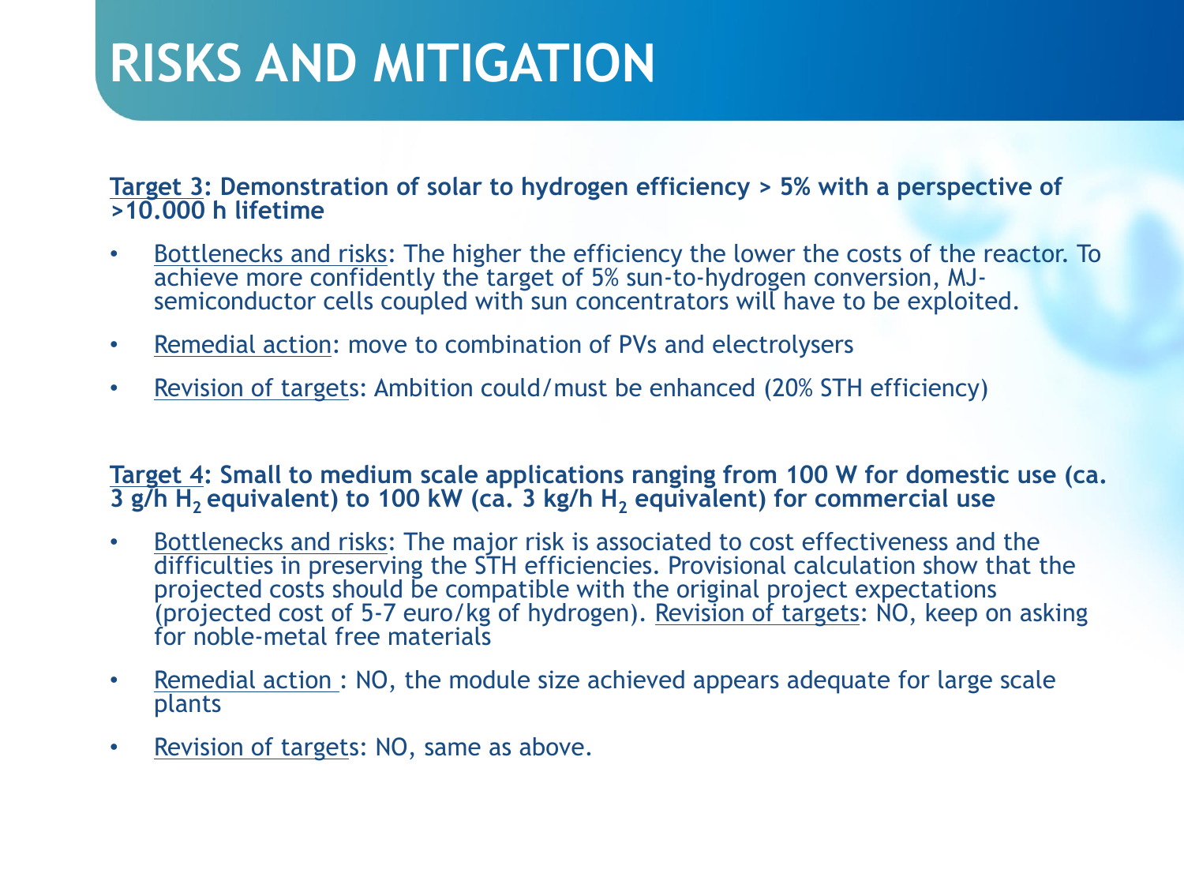# RISKS AND MITIGATION

**Target 3: Demonstration of solar to hydrogen efficiency > 5% with a perspective of >10.000 h lifetime**

- Bottlenecks and risks: The higher the efficiency the lower the costs of the reactor. To achieve more confidently the target of 5% sun-to-hydrogen conversion, MJ-semiconductor cells coupled with sun concentrators will have to be exploited.
- Remedial action: move to combination of PVs and electrolysers
- Revision of targets: Ambition could/must be enhanced (20% STH efficiency)

**Target 4: Small to medium scale applications ranging from 100 W for domestic use (ca. 3 g/h $H_2$ equivalent) to 100 kW (ca. 3 kg/h $H_2$ equivalent) for commercial use**

- Bottlenecks and risks: The major risk is associated to cost effectiveness and the difficulties in preserving the STH efficiencies. Provisional calculation show that the projected costs should be compatible with the original project expectations (projected cost of 5-7 euro/kg of hydrogen). Revision of targets: NO, keep on asking for noble-metal free materials
- Remedial action : NO, the module size achieved appears adequate for large scale plants
- Revision of targets: NO, same as above.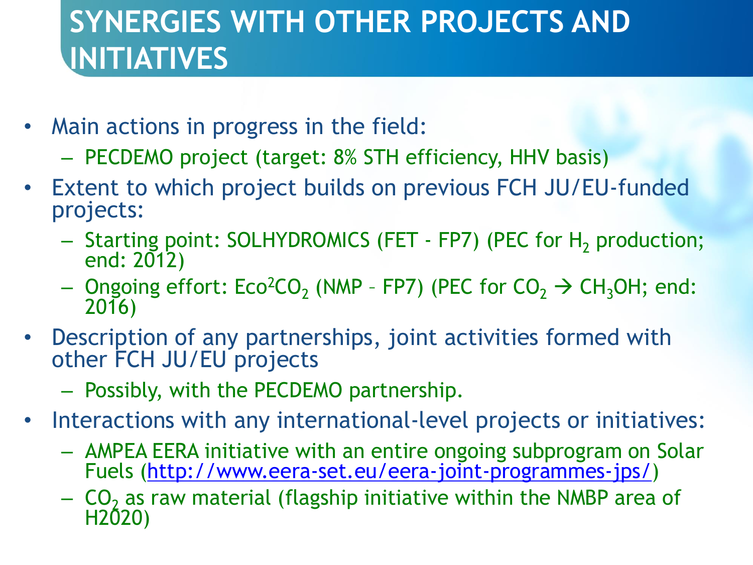# SYNERGIES WITH OTHER PROJECTS AND INITIATIVES

- Main actions in progress in the field:
  - PECDEMO project (target: 8% STH efficiency, HHV basis)
- Extent to which project builds on previous FCH JU/EU-funded projects:
  - Starting point: SOLHYDROMICS (FET - FP7) (PEC for $H_2$ production; end: 2012)
  - Ongoing effort: $Eco^2CO_2$ (NMP – FP7) (PEC for $CO_2 \rightarrow CH_3OH$; end: 2016)
- Description of any partnerships, joint activities formed with other FCH JU/EU projects
  - Possibly, with the PECDEMO partnership.
- Interactions with any international-level projects or initiatives:
  - AMPEA EERA initiative with an entire ongoing subprogram on Solar Fuels (http://www.eera-set.eu/eera-joint-programmes-jps/)
  - $CO_2$ as raw material (flagship initiative within the NMBP area of H2020)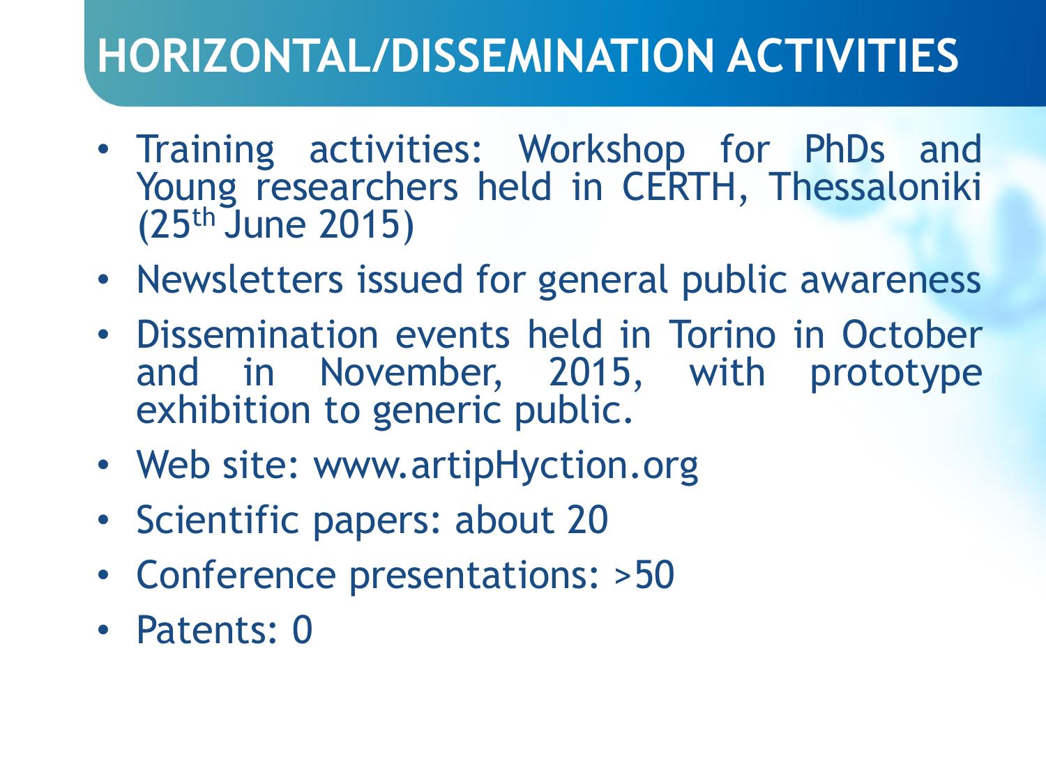# HORIZONTAL/DISSEMINATION ACTIVITIES

- Training activities: Workshop for PhDs and Young researchers held in CERTH, Thessaloniki (25th June 2015)
- Newsletters issued for general public awareness
- Dissemination events held in Torino in October and in November, 2015, with prototype exhibition to generic public.
- Web site: www.artipHyction.org
- Scientific papers: about 20
- Conference presentations: >50
- Patents: 0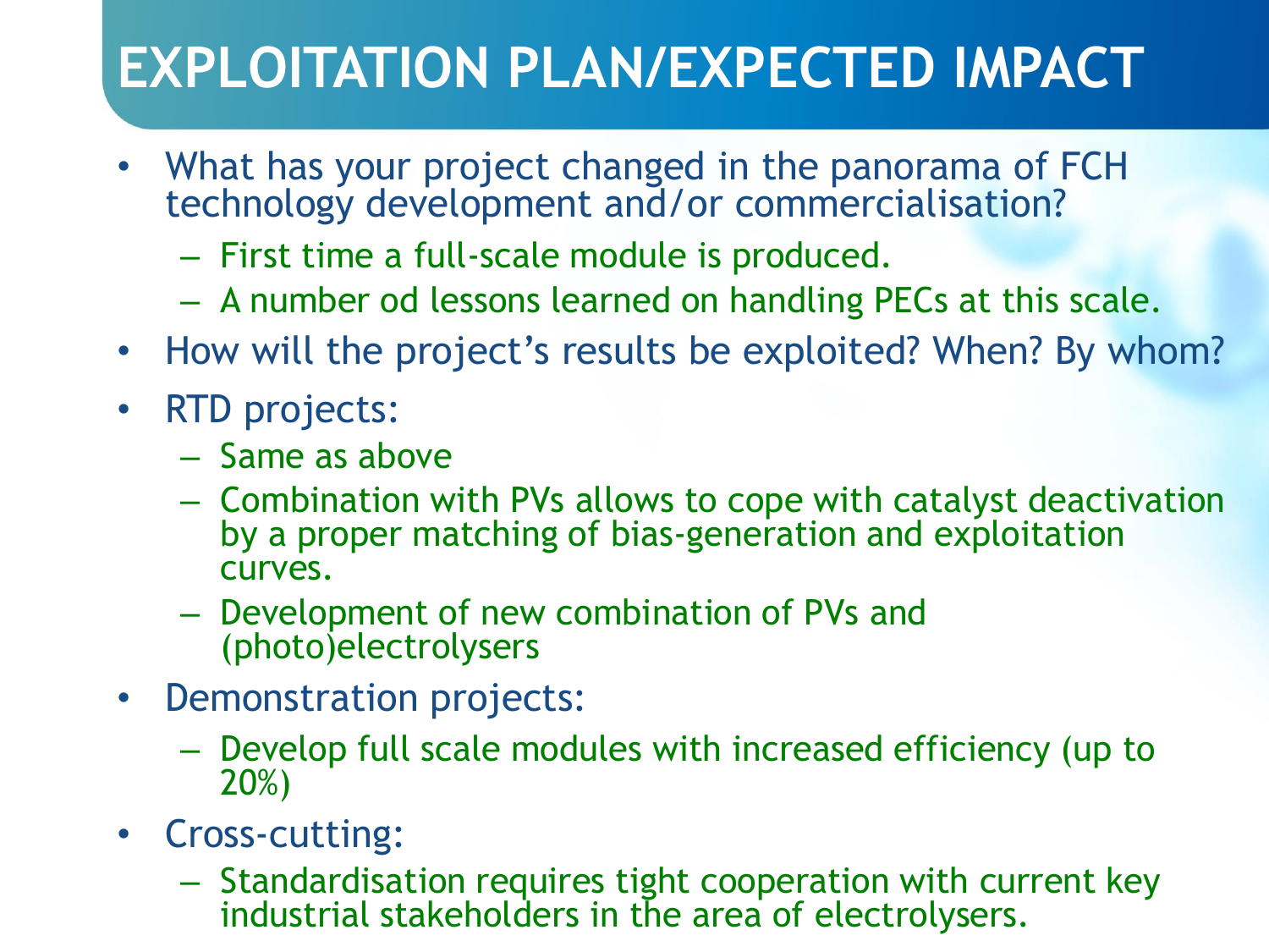# EXPLOITATION PLAN/EXPECTED IMPACT

- What has your project changed in the panorama of FCH technology development and/or commercialisation?
  - First time a full-scale module is produced.
  - A number od lessons learned on handling PECs at this scale.
- How will the project's results be exploited? When? By whom?
- RTD projects:
  - Same as above
  - Combination with PVs allows to cope with catalyst deactivation by a proper matching of bias-generation and exploitation curves.
  - Development of new combination of PVs and (photo)electrolysers
- Demonstration projects:
  - Develop full scale modules with increased efficiency (up to 20%)
- Cross-cutting:
  - Standardisation requires tight cooperation with current key industrial stakeholders in the area of electrolysers.